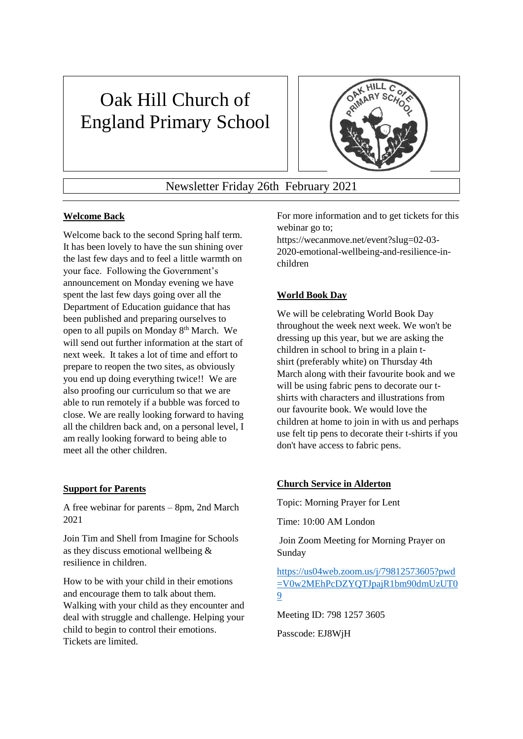# Oak Hill Church of England Primary School

Newsletter Friday 26th February 2021

## Welcome Back

Welcome back to the second Spring half term. It has been lovely to have the sun shining over the last few days and to feel a little warmth on your face. Following the Government's announcement on Monday evening we have spent the last few days going over all the Department of Education guidance that has been published and preparing ourselves to open to all pupils on Monday 8th March. We will send out further information at the start of next week. It takes a lot of time and effort to prepare to reopen the two sites, as obviously you end up doing everything twice!! We are also proofing our curriculum so that we are able to run remotely if a bubble was forced to close. We are really looking forward to having all the children back and, on a personal level, I am really looking forward to being able to meet all the other children.

## Support for Parents

A free webinar for parents – 8pm, 2nd March 2021

Join Tim and Shell from Imagine for Schools as they discuss emotional wellbeing & resilience in children.

How to be with your child in their emotions and encourage them to talk about them. Walking with your child as they encounter and deal with struggle and challenge. Helping your child to begin to control their emotions. Tickets are limited.

For more information and to get tickets for this webinar go to; https://wecanmove.net/event?slug=02-03-2020-emotional-wellbeing-and-resilience-in-children

## World Book Day

We will be celebrating World Book Day throughout the week next week. We won't be dressing up this year, but we are asking the children in school to bring in a plain t-shirt (preferably white) on Thursday 4th March along with their favourite book and we will be using fabric pens to decorate our t-shirts with characters and illustrations from our favourite book. We would love the children at home to join in with us and perhaps use felt tip pens to decorate their t-shirts if you don't have access to fabric pens.

## Church Service in Alderton

Topic: Morning Prayer for Lent

Time: 10:00 AM London

Join Zoom Meeting for Morning Prayer on Sunday

https://us04web.zoom.us/j/79812573605?pwd=V0w2MEhPcDZYQTJpajR1bm90dmUzUT09

Meeting ID: 798 1257 3605

Passcode: EJ8WjH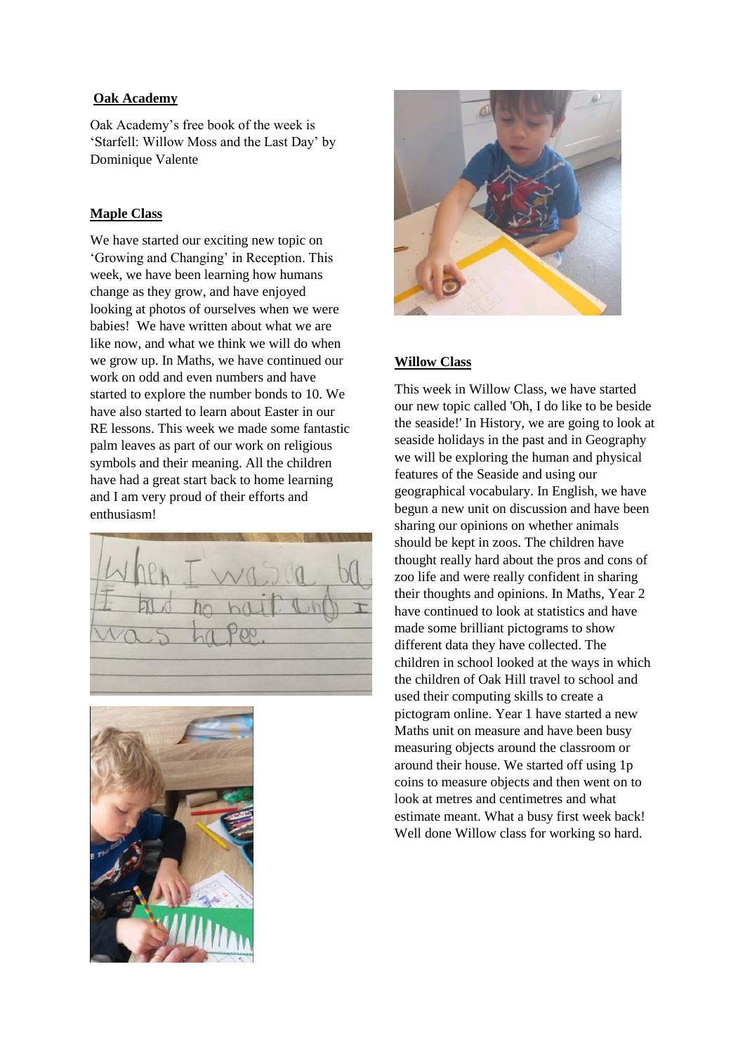**Oak Academy**

Oak Academy's free book of the week is 'Starfell: Willow Moss and the Last Day' by Dominique Valente

**Maple Class**

We have started our exciting new topic on 'Growing and Changing' in Reception. This week, we have been learning how humans change as they grow, and have enjoyed looking at photos of ourselves when we were babies! We have written about what we are like now, and what we think we will do when we grow up. In Maths, we have continued our work on odd and even numbers and have started to explore the number bonds to 10. We have also started to learn about Easter in our RE lessons. This week we made some fantastic palm leaves as part of our work on religious symbols and their meaning. All the children have had a great start back to home learning and I am very proud of their efforts and enthusiasm!

**Willow Class**

This week in Willow Class, we have started our new topic called 'Oh, I do like to be beside the seaside!' In History, we are going to look at seaside holidays in the past and in Geography we will be exploring the human and physical features of the Seaside and using our geographical vocabulary. In English, we have begun a new unit on discussion and have been sharing our opinions on whether animals should be kept in zoos. The children have thought really hard about the pros and cons of zoo life and were really confident in sharing their thoughts and opinions. In Maths, Year 2 have continued to look at statistics and have made some brilliant pictograms to show different data they have collected. The children in school looked at the ways in which the children of Oak Hill travel to school and used their computing skills to create a pictogram online. Year 1 have started a new Maths unit on measure and have been busy measuring objects around the classroom or around their house. We started off using 1p coins to measure objects and then went on to look at metres and centimetres and what estimate meant. What a busy first week back! Well done Willow class for working so hard.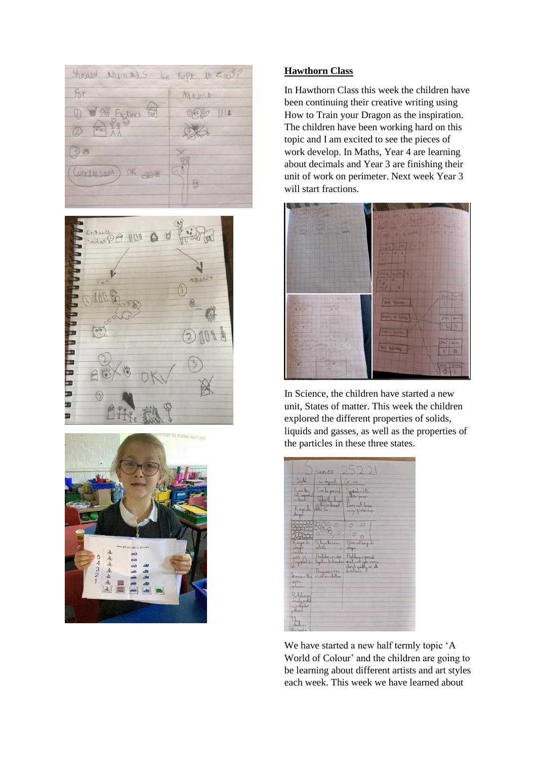## Hawthorn Class

In Hawthorn Class this week the children have been continuing their creative writing using How to Train your Dragon as the inspiration. The children have been working hard on this topic and I am excited to see the pieces of work develop. In Maths, Year 4 are learning about decimals and Year 3 are finishing their unit of work on perimeter. Next week Year 3 will start fractions.

In Science, the children have started a new unit, States of matter. This week the children explored the different properties of solids, liquids and gasses, as well as the properties of the particles in these three states.

We have started a new half termly topic 'A World of Colour' and the children are going to be learning about different artists and art styles each week. This week we have learned about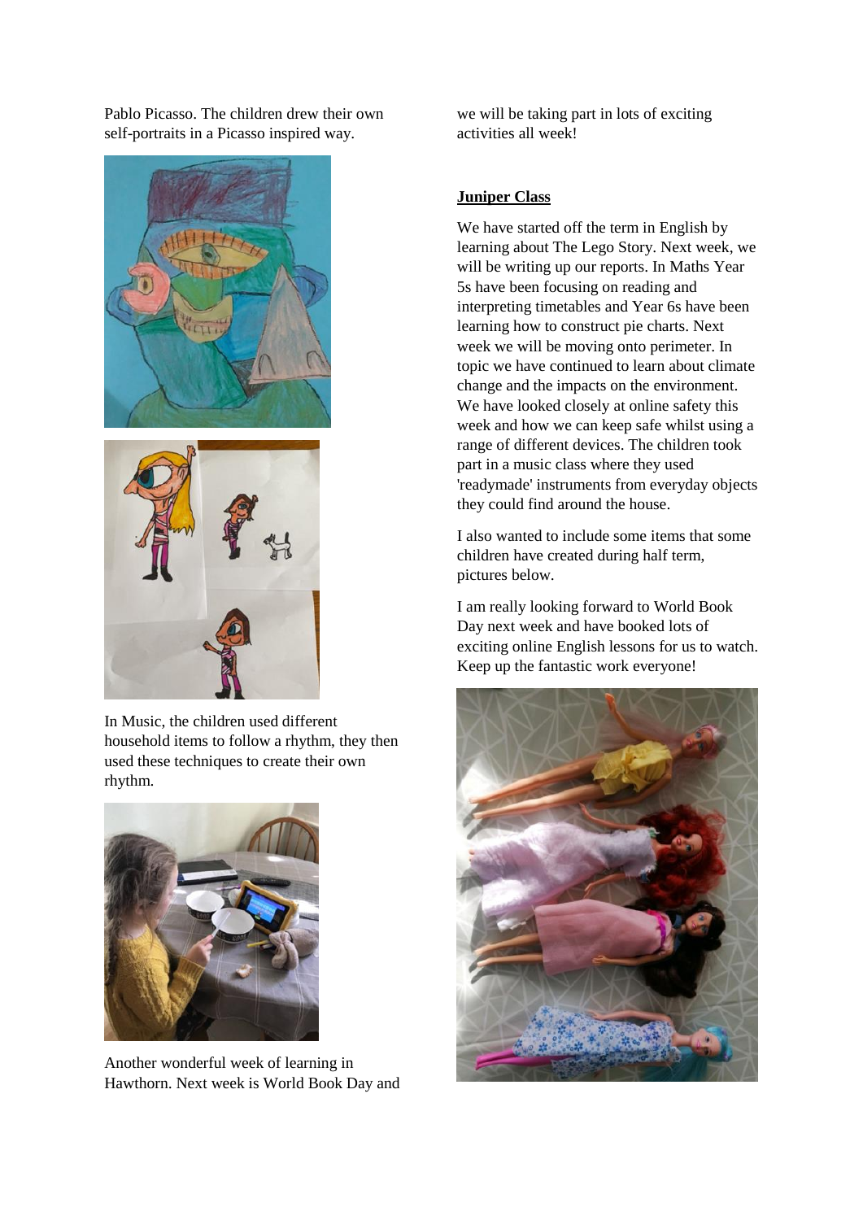Pablo Picasso. The children drew their own self-portraits in a Picasso inspired way.

In Music, the children used different household items to follow a rhythm, they then used these techniques to create their own rhythm.

Another wonderful week of learning in Hawthorn. Next week is World Book Day and we will be taking part in lots of exciting activities all week!

**Juniper Class**

We have started off the term in English by learning about The Lego Story. Next week, we will be writing up our reports. In Maths Year 5s have been focusing on reading and interpreting timetables and Year 6s have been learning how to construct pie charts. Next week we will be moving onto perimeter. In topic we have continued to learn about climate change and the impacts on the environment. We have looked closely at online safety this week and how we can keep safe whilst using a range of different devices. The children took part in a music class where they used 'readymade' instruments from everyday objects they could find around the house.

I also wanted to include some items that some children have created during half term, pictures below.

I am really looking forward to World Book Day next week and have booked lots of exciting online English lessons for us to watch. Keep up the fantastic work everyone!